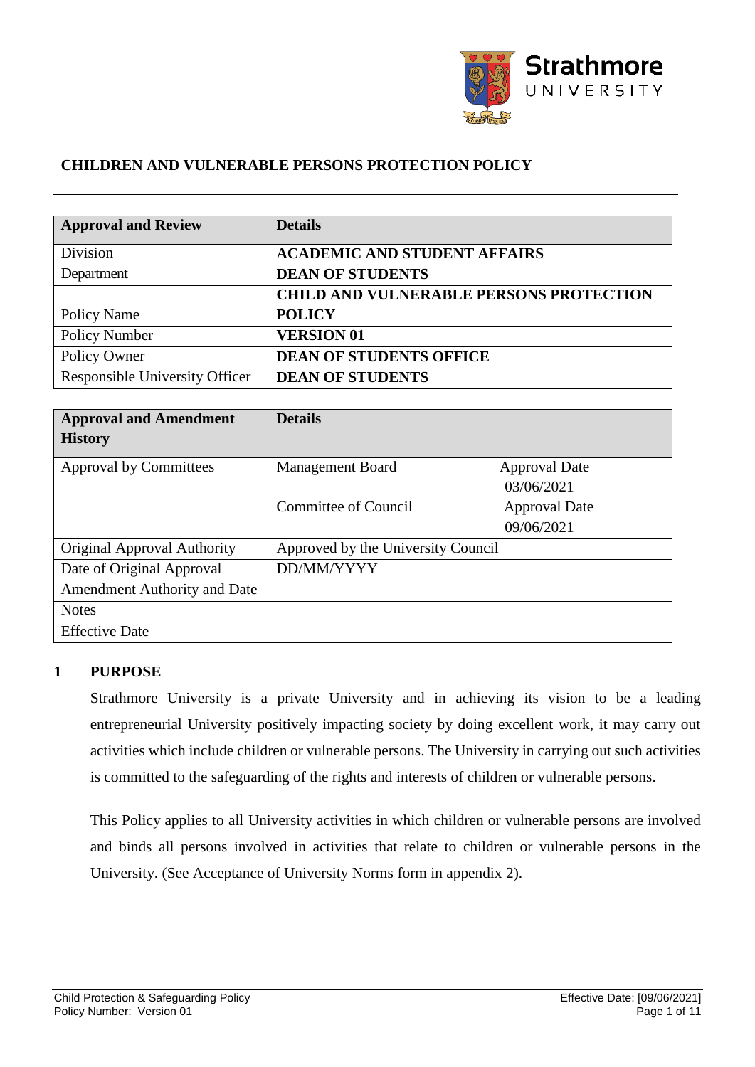Strathmore UNIVERSITY

**CHILDREN AND VULNERABLE PERSONS PROTECTION POLICY**

| Approval and Review | Details |
|---|---|
| Division | **ACADEMIC AND STUDENT AFFAIRS** |
| Department | **DEAN OF STUDENTS** |
| Policy Name | **CHILD AND VULNERABLE PERSONS PROTECTION POLICY** |
| Policy Number | **VERSION 01** |
| Policy Owner | **DEAN OF STUDENTS OFFICE** |
| Responsible University Officer | **DEAN OF STUDENTS** |

| Approval and Amendment History | Details | |
|---|---|---|
| Approval by Committees | Management Board | Approval Date 03/06/2021 |
| | Committee of Council | Approval Date 09/06/2021 |
| Original Approval Authority | Approved by the University Council | |
| Date of Original Approval | DD/MM/YYYY | |
| Amendment Authority and Date | | |
| Notes | | |
| Effective Date | | |

## 1 PURPOSE

Strathmore University is a private University and in achieving its vision to be a leading entrepreneurial University positively impacting society by doing excellent work, it may carry out activities which include children or vulnerable persons. The University in carrying out such activities is committed to the safeguarding of the rights and interests of children or vulnerable persons.

This Policy applies to all University activities in which children or vulnerable persons are involved and binds all persons involved in activities that relate to children or vulnerable persons in the University. (See Acceptance of University Norms form in appendix 2).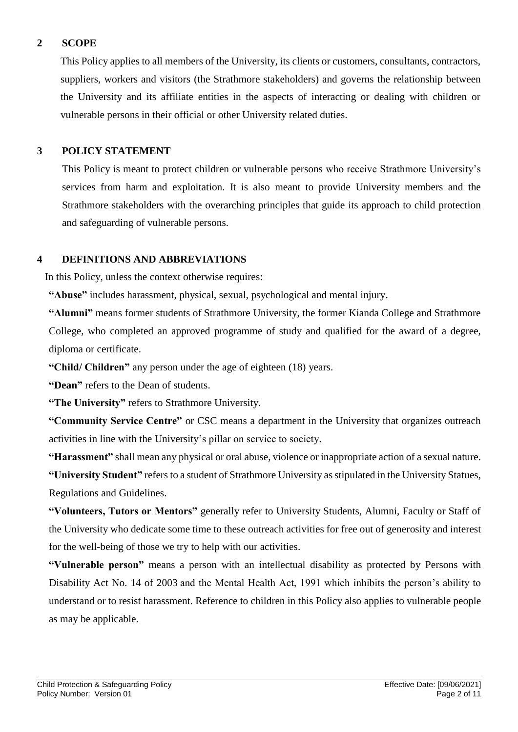## 2 SCOPE

This Policy applies to all members of the University, its clients or customers, consultants, contractors, suppliers, workers and visitors (the Strathmore stakeholders) and governs the relationship between the University and its affiliate entities in the aspects of interacting or dealing with children or vulnerable persons in their official or other University related duties.

## 3 POLICY STATEMENT

This Policy is meant to protect children or vulnerable persons who receive Strathmore University's services from harm and exploitation. It is also meant to provide University members and the Strathmore stakeholders with the overarching principles that guide its approach to child protection and safeguarding of vulnerable persons.

## 4 DEFINITIONS AND ABBREVIATIONS

In this Policy, unless the context otherwise requires:

**"Abuse"** includes harassment, physical, sexual, psychological and mental injury.

**"Alumni"** means former students of Strathmore University, the former Kianda College and Strathmore College, who completed an approved programme of study and qualified for the award of a degree, diploma or certificate.

**"Child/ Children"** any person under the age of eighteen (18) years.

**"Dean"** refers to the Dean of students.

**"The University"** refers to Strathmore University.

**"Community Service Centre"** or CSC means a department in the University that organizes outreach activities in line with the University's pillar on service to society.

**"Harassment"** shall mean any physical or oral abuse, violence or inappropriate action of a sexual nature.

**"University Student"** refers to a student of Strathmore University as stipulated in the University Statues, Regulations and Guidelines.

**"Volunteers, Tutors or Mentors"** generally refer to University Students, Alumni, Faculty or Staff of the University who dedicate some time to these outreach activities for free out of generosity and interest for the well-being of those we try to help with our activities.

**"Vulnerable person"** means a person with an intellectual disability as protected by Persons with Disability Act No. 14 of 2003 and the Mental Health Act, 1991 which inhibits the person's ability to understand or to resist harassment. Reference to children in this Policy also applies to vulnerable people as may be applicable.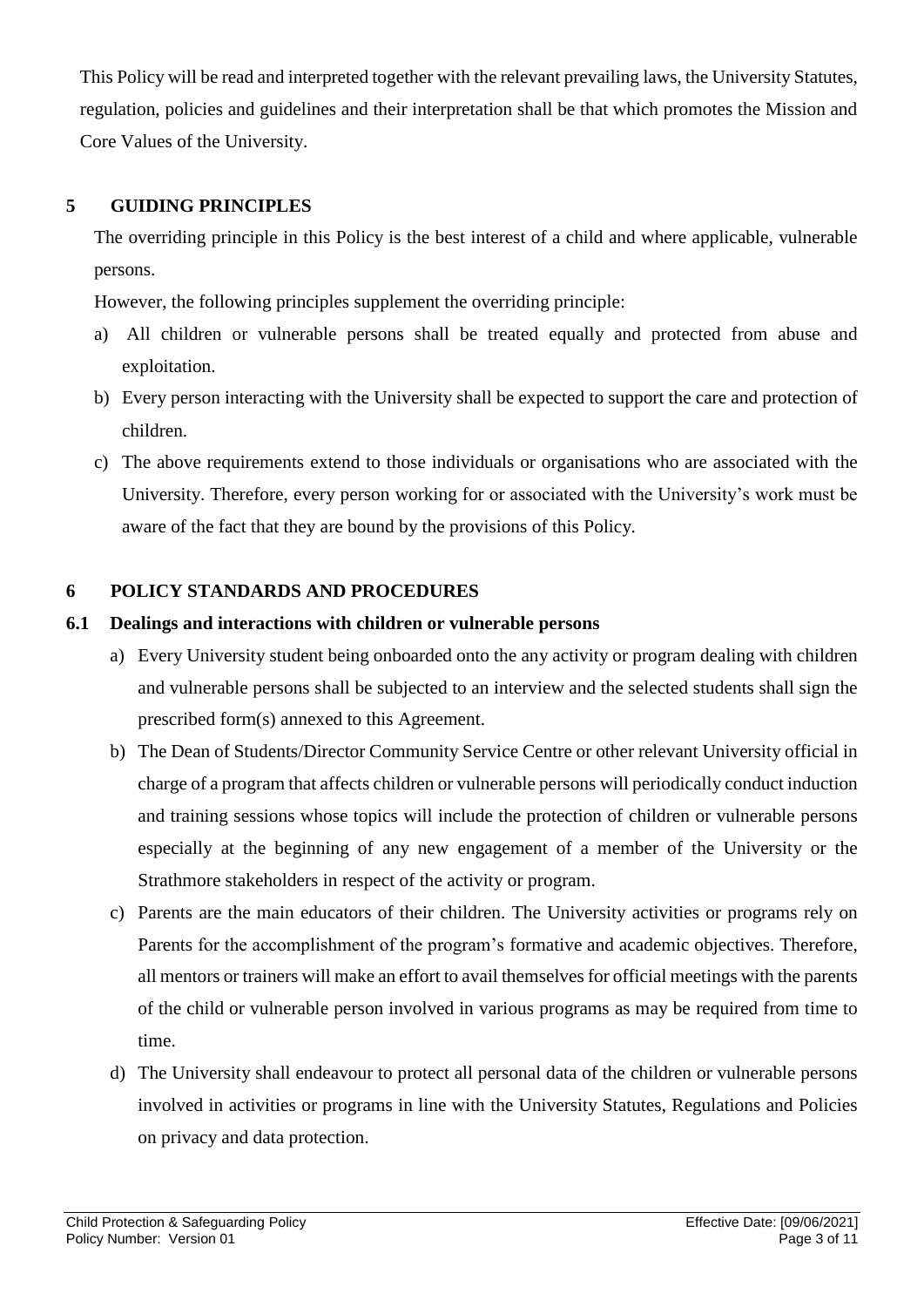This Policy will be read and interpreted together with the relevant prevailing laws, the University Statutes, regulation, policies and guidelines and their interpretation shall be that which promotes the Mission and Core Values of the University.

## 5 GUIDING PRINCIPLES

The overriding principle in this Policy is the best interest of a child and where applicable, vulnerable persons.

However, the following principles supplement the overriding principle:

a) All children or vulnerable persons shall be treated equally and protected from abuse and exploitation.

b) Every person interacting with the University shall be expected to support the care and protection of children.

c) The above requirements extend to those individuals or organisations who are associated with the University. Therefore, every person working for or associated with the University's work must be aware of the fact that they are bound by the provisions of this Policy.

## 6 POLICY STANDARDS AND PROCEDURES

### 6.1 Dealings and interactions with children or vulnerable persons

a) Every University student being onboarded onto the any activity or program dealing with children and vulnerable persons shall be subjected to an interview and the selected students shall sign the prescribed form(s) annexed to this Agreement.

b) The Dean of Students/Director Community Service Centre or other relevant University official in charge of a program that affects children or vulnerable persons will periodically conduct induction and training sessions whose topics will include the protection of children or vulnerable persons especially at the beginning of any new engagement of a member of the University or the Strathmore stakeholders in respect of the activity or program.

c) Parents are the main educators of their children. The University activities or programs rely on Parents for the accomplishment of the program's formative and academic objectives. Therefore, all mentors or trainers will make an effort to avail themselves for official meetings with the parents of the child or vulnerable person involved in various programs as may be required from time to time.

d) The University shall endeavour to protect all personal data of the children or vulnerable persons involved in activities or programs in line with the University Statutes, Regulations and Policies on privacy and data protection.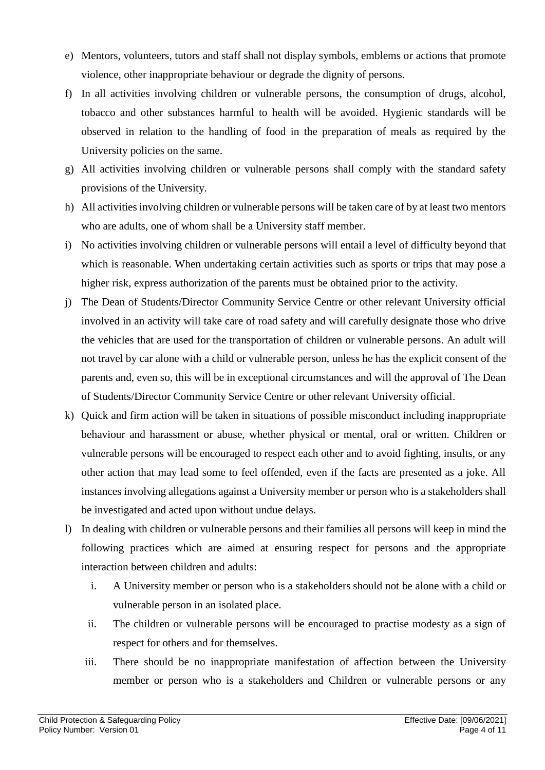e) Mentors, volunteers, tutors and staff shall not display symbols, emblems or actions that promote violence, other inappropriate behaviour or degrade the dignity of persons.

f) In all activities involving children or vulnerable persons, the consumption of drugs, alcohol, tobacco and other substances harmful to health will be avoided. Hygienic standards will be observed in relation to the handling of food in the preparation of meals as required by the University policies on the same.

g) All activities involving children or vulnerable persons shall comply with the standard safety provisions of the University.

h) All activities involving children or vulnerable persons will be taken care of by at least two mentors who are adults, one of whom shall be a University staff member.

i) No activities involving children or vulnerable persons will entail a level of difficulty beyond that which is reasonable. When undertaking certain activities such as sports or trips that may pose a higher risk, express authorization of the parents must be obtained prior to the activity.

j) The Dean of Students/Director Community Service Centre or other relevant University official involved in an activity will take care of road safety and will carefully designate those who drive the vehicles that are used for the transportation of children or vulnerable persons. An adult will not travel by car alone with a child or vulnerable person, unless he has the explicit consent of the parents and, even so, this will be in exceptional circumstances and will the approval of The Dean of Students/Director Community Service Centre or other relevant University official.

k) Quick and firm action will be taken in situations of possible misconduct including inappropriate behaviour and harassment or abuse, whether physical or mental, oral or written. Children or vulnerable persons will be encouraged to respect each other and to avoid fighting, insults, or any other action that may lead some to feel offended, even if the facts are presented as a joke. All instances involving allegations against a University member or person who is a stakeholders shall be investigated and acted upon without undue delays.

l) In dealing with children or vulnerable persons and their families all persons will keep in mind the following practices which are aimed at ensuring respect for persons and the appropriate interaction between children and adults:

   i. A University member or person who is a stakeholders should not be alone with a child or vulnerable person in an isolated place.

   ii. The children or vulnerable persons will be encouraged to practise modesty as a sign of respect for others and for themselves.

   iii. There should be no inappropriate manifestation of affection between the University member or person who is a stakeholders and Children or vulnerable persons or any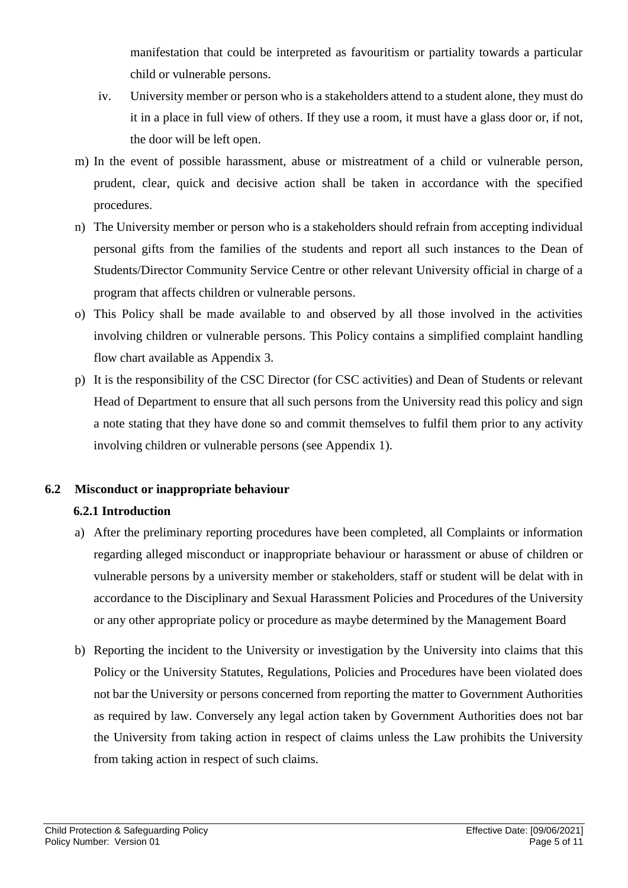manifestation that could be interpreted as favouritism or partiality towards a particular child or vulnerable persons.

iv. University member or person who is a stakeholders attend to a student alone, they must do it in a place in full view of others. If they use a room, it must have a glass door or, if not, the door will be left open.

m) In the event of possible harassment, abuse or mistreatment of a child or vulnerable person, prudent, clear, quick and decisive action shall be taken in accordance with the specified procedures.

n) The University member or person who is a stakeholders should refrain from accepting individual personal gifts from the families of the students and report all such instances to the Dean of Students/Director Community Service Centre or other relevant University official in charge of a program that affects children or vulnerable persons.

o) This Policy shall be made available to and observed by all those involved in the activities involving children or vulnerable persons. This Policy contains a simplified complaint handling flow chart available as Appendix 3.

p) It is the responsibility of the CSC Director (for CSC activities) and Dean of Students or relevant Head of Department to ensure that all such persons from the University read this policy and sign a note stating that they have done so and commit themselves to fulfil them prior to any activity involving children or vulnerable persons (see Appendix 1).

## 6.2 Misconduct or inappropriate behaviour

### 6.2.1 Introduction

a) After the preliminary reporting procedures have been completed, all Complaints or information regarding alleged misconduct or inappropriate behaviour or harassment or abuse of children or vulnerable persons by a university member or stakeholders, staff or student will be delat with in accordance to the Disciplinary and Sexual Harassment Policies and Procedures of the University or any other appropriate policy or procedure as maybe determined by the Management Board

b) Reporting the incident to the University or investigation by the University into claims that this Policy or the University Statutes, Regulations, Policies and Procedures have been violated does not bar the University or persons concerned from reporting the matter to Government Authorities as required by law. Conversely any legal action taken by Government Authorities does not bar the University from taking action in respect of claims unless the Law prohibits the University from taking action in respect of such claims.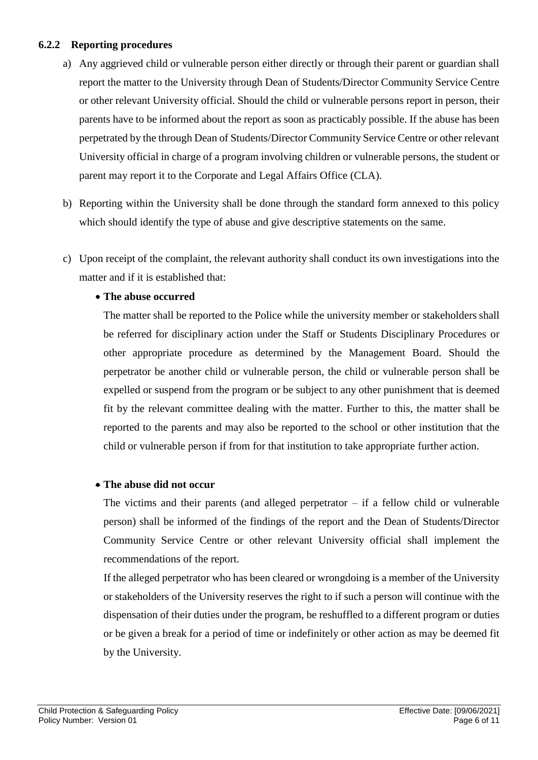#### 6.2.2 Reporting procedures

a) Any aggrieved child or vulnerable person either directly or through their parent or guardian shall report the matter to the University through Dean of Students/Director Community Service Centre or other relevant University official. Should the child or vulnerable persons report in person, their parents have to be informed about the report as soon as practicably possible. If the abuse has been perpetrated by the through Dean of Students/Director Community Service Centre or other relevant University official in charge of a program involving children or vulnerable persons, the student or parent may report it to the Corporate and Legal Affairs Office (CLA).

b) Reporting within the University shall be done through the standard form annexed to this policy which should identify the type of abuse and give descriptive statements on the same.

c) Upon receipt of the complaint, the relevant authority shall conduct its own investigations into the matter and if it is established that:

- **The abuse occurred**

  The matter shall be reported to the Police while the university member or stakeholders shall be referred for disciplinary action under the Staff or Students Disciplinary Procedures or other appropriate procedure as determined by the Management Board. Should the perpetrator be another child or vulnerable person, the child or vulnerable person shall be expelled or suspend from the program or be subject to any other punishment that is deemed fit by the relevant committee dealing with the matter. Further to this, the matter shall be reported to the parents and may also be reported to the school or other institution that the child or vulnerable person if from for that institution to take appropriate further action.

- **The abuse did not occur**

  The victims and their parents (and alleged perpetrator – if a fellow child or vulnerable person) shall be informed of the findings of the report and the Dean of Students/Director Community Service Centre or other relevant University official shall implement the recommendations of the report.

  If the alleged perpetrator who has been cleared or wrongdoing is a member of the University or stakeholders of the University reserves the right to if such a person will continue with the dispensation of their duties under the program, be reshuffled to a different program or duties or be given a break for a period of time or indefinitely or other action as may be deemed fit by the University.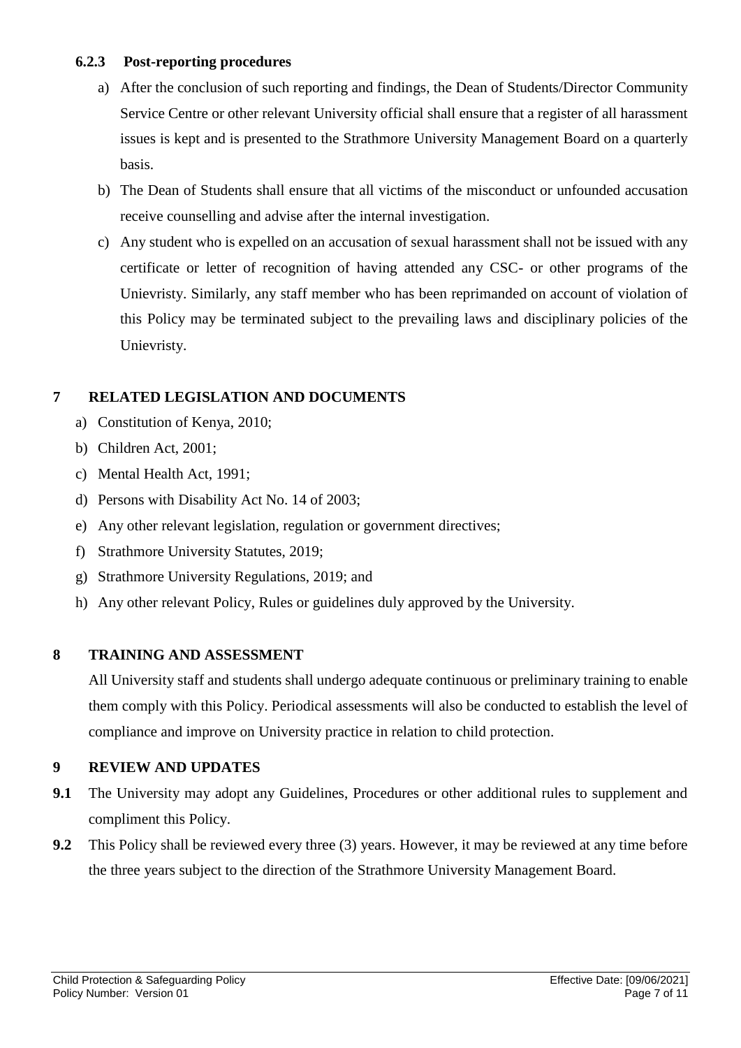### 6.2.3 Post-reporting procedures

a) After the conclusion of such reporting and findings, the Dean of Students/Director Community Service Centre or other relevant University official shall ensure that a register of all harassment issues is kept and is presented to the Strathmore University Management Board on a quarterly basis.

b) The Dean of Students shall ensure that all victims of the misconduct or unfounded accusation receive counselling and advise after the internal investigation.

c) Any student who is expelled on an accusation of sexual harassment shall not be issued with any certificate or letter of recognition of having attended any CSC- or other programs of the Unievristy. Similarly, any staff member who has been reprimanded on account of violation of this Policy may be terminated subject to the prevailing laws and disciplinary policies of the Unievristy.

## 7 RELATED LEGISLATION AND DOCUMENTS

a) Constitution of Kenya, 2010;

b) Children Act, 2001;

c) Mental Health Act, 1991;

d) Persons with Disability Act No. 14 of 2003;

e) Any other relevant legislation, regulation or government directives;

f) Strathmore University Statutes, 2019;

g) Strathmore University Regulations, 2019; and

h) Any other relevant Policy, Rules or guidelines duly approved by the University.

## 8 TRAINING AND ASSESSMENT

All University staff and students shall undergo adequate continuous or preliminary training to enable them comply with this Policy. Periodical assessments will also be conducted to establish the level of compliance and improve on University practice in relation to child protection.

## 9 REVIEW AND UPDATES

**9.1** The University may adopt any Guidelines, Procedures or other additional rules to supplement and compliment this Policy.

**9.2** This Policy shall be reviewed every three (3) years. However, it may be reviewed at any time before the three years subject to the direction of the Strathmore University Management Board.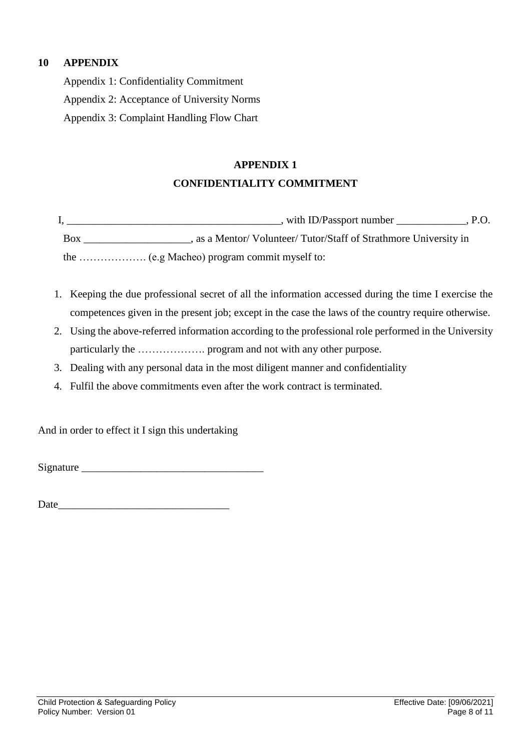## 10 APPENDIX

Appendix 1: Confidentiality Commitment

Appendix 2: Acceptance of University Norms

Appendix 3: Complaint Handling Flow Chart

### APPENDIX 1

### CONFIDENTIALITY COMMITMENT

I, ________________________________________, with ID/Passport number _____________, P.O. Box ____________________, as a Mentor/ Volunteer/ Tutor/Staff of Strathmore University in the ………………. (e.g Macheo) program commit myself to:

1. Keeping the due professional secret of all the information accessed during the time I exercise the competences given in the present job; except in the case the laws of the country require otherwise.
2. Using the above-referred information according to the professional role performed in the University particularly the ………………. program and not with any other purpose.
3. Dealing with any personal data in the most diligent manner and confidentiality
4. Fulfil the above commitments even after the work contract is terminated.

And in order to effect it I sign this undertaking

Signature __________________________________

Date________________________________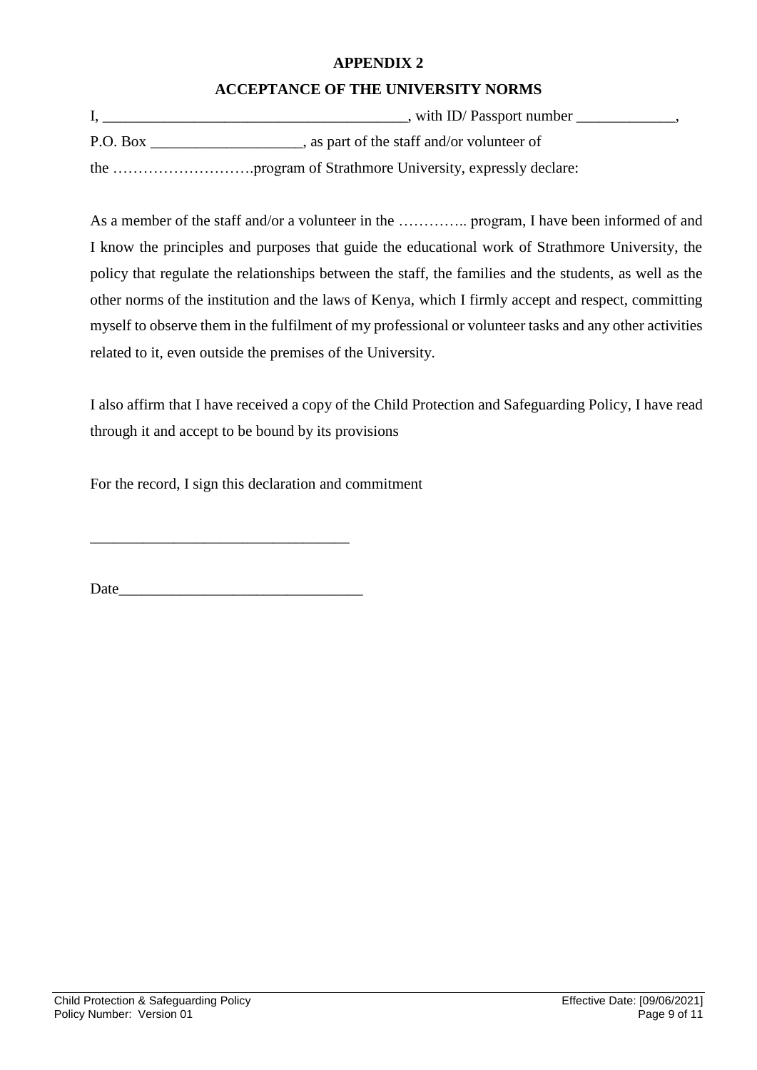# APPENDIX 2

## ACCEPTANCE OF THE UNIVERSITY NORMS

I, ________________________________________, with ID/ Passport number _____________,
P.O. Box ____________________, as part of the staff and/or volunteer of
the ……………………….program of Strathmore University, expressly declare:

As a member of the staff and/or a volunteer in the ………….. program, I have been informed of and I know the principles and purposes that guide the educational work of Strathmore University, the policy that regulate the relationships between the staff, the families and the students, as well as the other norms of the institution and the laws of Kenya, which I firmly accept and respect, committing myself to observe them in the fulfilment of my professional or volunteer tasks and any other activities related to it, even outside the premises of the University.

I also affirm that I have received a copy of the Child Protection and Safeguarding Policy, I have read through it and accept to be bound by its provisions

For the record, I sign this declaration and commitment

__________________________________

Date________________________________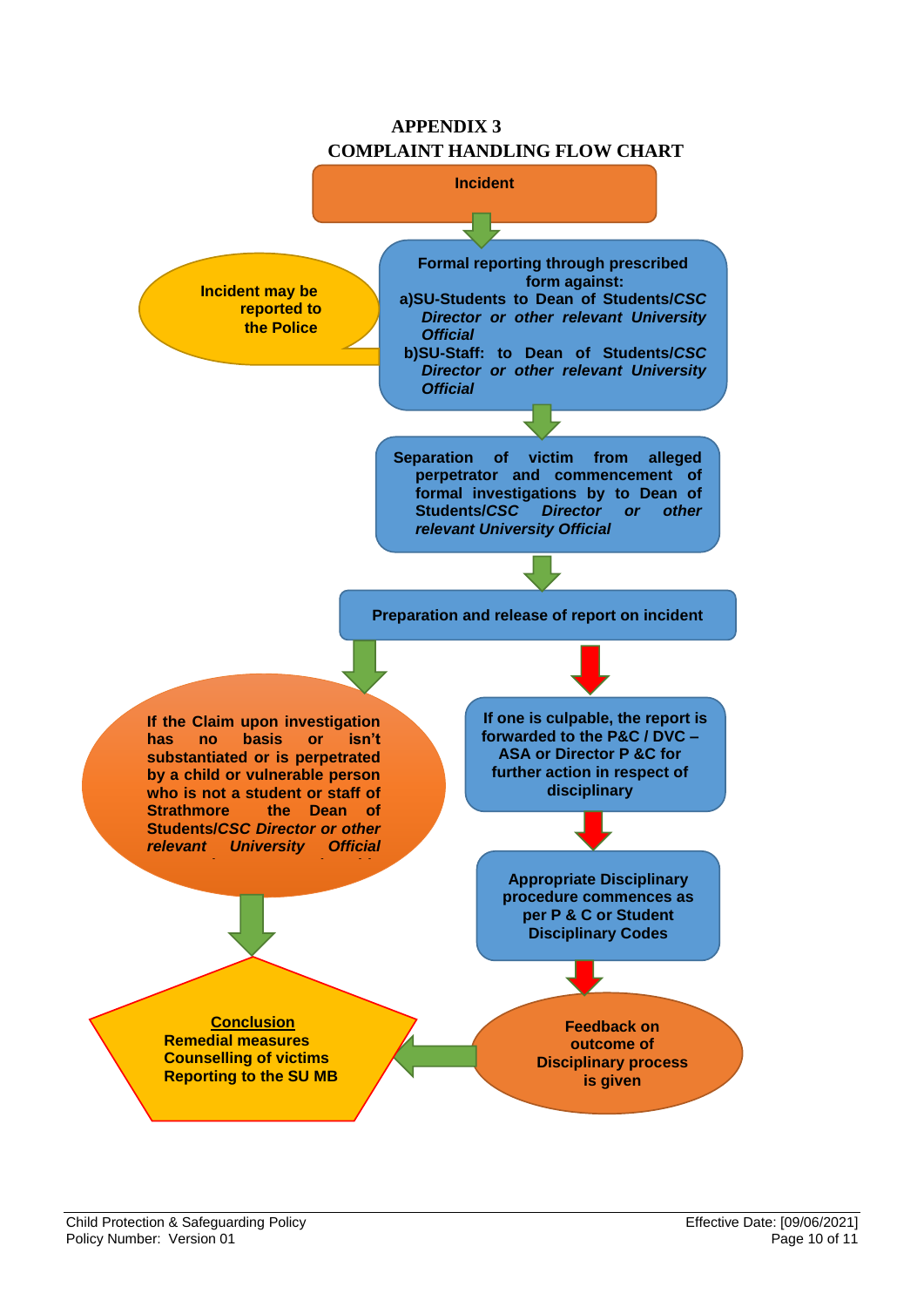# APPENDIX 3

## COMPLAINT HANDLING FLOW CHART

**Incident**

**Incident may be reported to the Police**

**Formal reporting through prescribed form against:**

**a)SU-Students to Dean of Students/*CSC Director or other relevant University Official***

**b)SU-Staff: to Dean of Students/*CSC Director or other relevant University Official***

**Separation of victim from alleged perpetrator and commencement of formal investigations by to Dean of Students/*CSC Director or other relevant University Official***

**Preparation and release of report on incident**

**If the Claim upon investigation has no basis or isn't substantiated or is perpetrated by a child or vulnerable person who is not a student or staff of Strathmore the Dean of Students/*CSC Director or other relevant University Official***

**If one is culpable, the report is forwarded to the P&C / DVC – ASA or Director P &C for further action in respect of disciplinary**

**Appropriate Disciplinary procedure commences as per P & C or Student Disciplinary Codes**

**Feedback on outcome of Disciplinary process is given**

**<u>Conclusion</u>**
**Remedial measures**
**Counselling of victims**
**Reporting to the SU MB**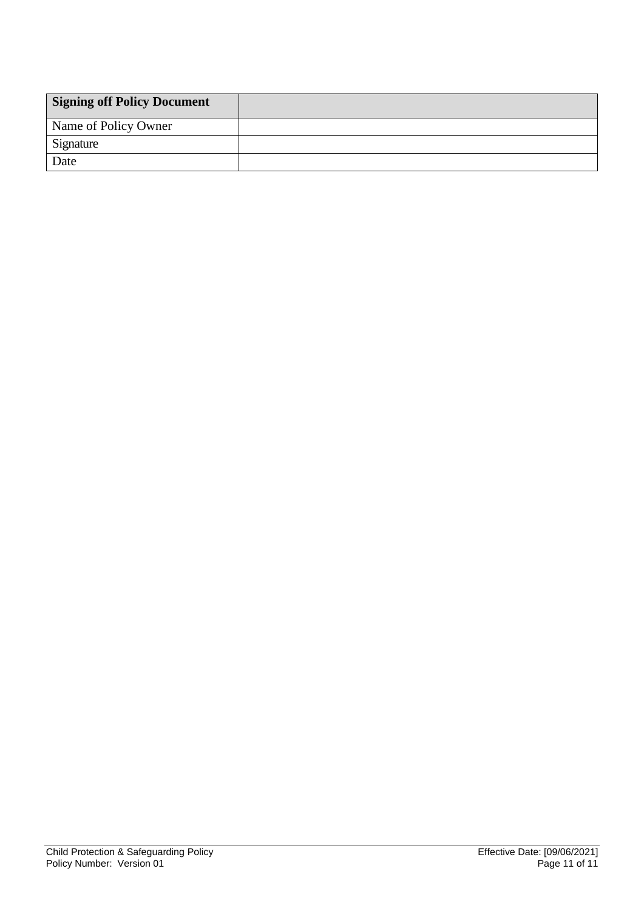| **Signing off Policy Document** | |
| --- | --- |
| Name of Policy Owner | |
| Signature | |
| Date | |